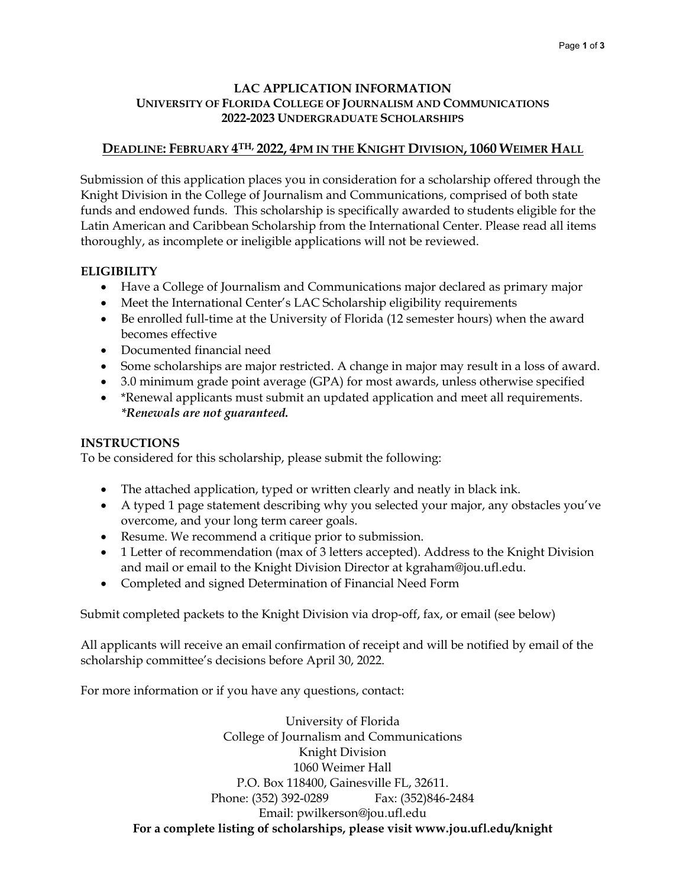# LAC APPLICATION INFORMATION
## UNIVERSITY OF FLORIDA COLLEGE OF JOURNALISM AND COMMUNICATIONS
## 2022-2023 UNDERGRADUATE SCHOLARSHIPS

**DEADLINE: FEBRUARY 4TH, 2022, 4PM IN THE KNIGHT DIVISION, 1060 WEIMER HALL**

Submission of this application places you in consideration for a scholarship offered through the Knight Division in the College of Journalism and Communications, comprised of both state funds and endowed funds. This scholarship is specifically awarded to students eligible for the Latin American and Caribbean Scholarship from the International Center. Please read all items thoroughly, as incomplete or ineligible applications will not be reviewed.

**ELIGIBILITY**

- Have a College of Journalism and Communications major declared as primary major
- Meet the International Center's LAC Scholarship eligibility requirements
- Be enrolled full-time at the University of Florida (12 semester hours) when the award becomes effective
- Documented financial need
- Some scholarships are major restricted. A change in major may result in a loss of award.
- 3.0 minimum grade point average (GPA) for most awards, unless otherwise specified
- *Renewal applicants must submit an updated application and meet all requirements. ***Renewals are not guaranteed.***

**INSTRUCTIONS**

To be considered for this scholarship, please submit the following:

- The attached application, typed or written clearly and neatly in black ink.
- A typed 1 page statement describing why you selected your major, any obstacles you've overcome, and your long term career goals.
- Resume. We recommend a critique prior to submission.
- 1 Letter of recommendation (max of 3 letters accepted). Address to the Knight Division and mail or email to the Knight Division Director at kgraham@jou.ufl.edu.
- Completed and signed Determination of Financial Need Form

Submit completed packets to the Knight Division via drop-off, fax, or email (see below)

All applicants will receive an email confirmation of receipt and will be notified by email of the scholarship committee's decisions before April 30, 2022.

For more information or if you have any questions, contact:

University of Florida
College of Journalism and Communications
Knight Division
1060 Weimer Hall
P.O. Box 118400, Gainesville FL, 32611.
Phone: (352) 392-0289 Fax: (352)846-2484
Email: pwilkerson@jou.ufl.edu

**For a complete listing of scholarships, please visit www.jou.ufl.edu/knight**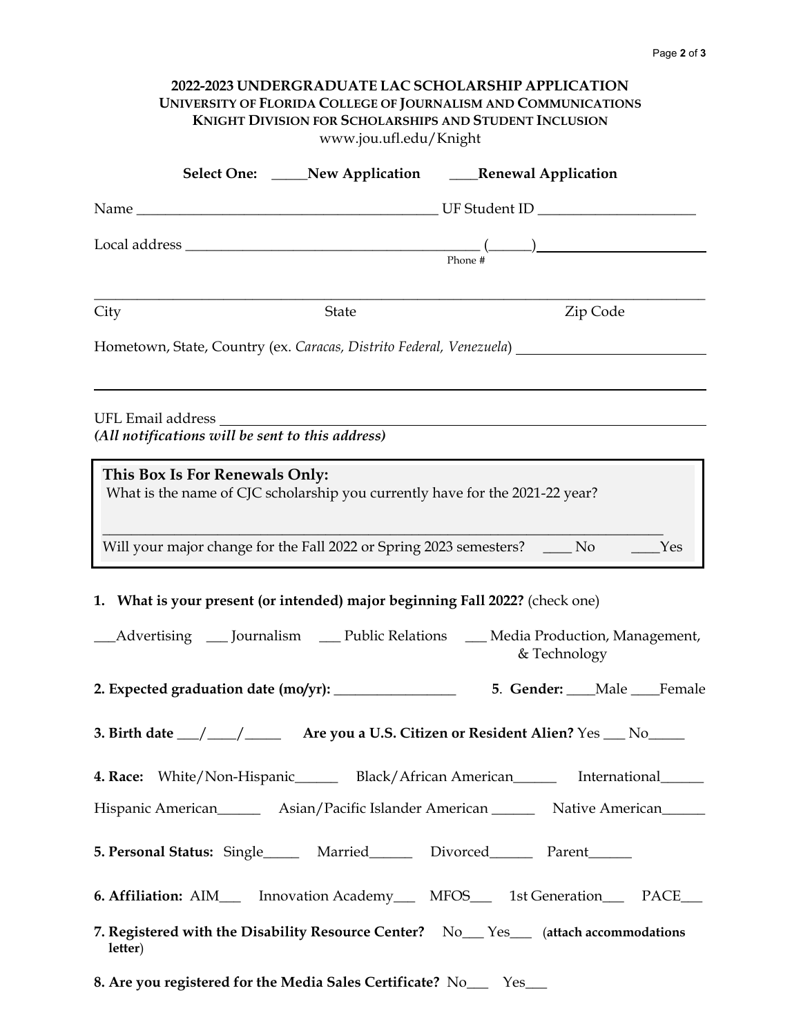# 2022-2023 UNDERGRADUATE LAC SCHOLARSHIP APPLICATION

## UNIVERSITY OF FLORIDA COLLEGE OF JOURNALISM AND COMMUNICATIONS

## KNIGHT DIVISION FOR SCHOLARSHIPS AND STUDENT INCLUSION

www.jou.ufl.edu/Knight

**Select One:** _____**New Application** ____**Renewal Application**

Name ___________________________________________ UF Student ID ______________________

Local address _________________________________________ (______)________________________
Phone #

_____________________________________________________________________________________

City State Zip Code

Hometown, State, Country (ex. *Caracas, Distrito Federal, Venezuela*) _________________________

_____________________________________________________________________________________

UFL Email address ____________________________________________________________________

***(All notifications will be sent to this address)***

---

**This Box Is For Renewals Only:**

What is the name of CJC scholarship you currently have for the 2021-22 year?

_____________________________________________________________________________________

Will your major change for the Fall 2022 or Spring 2023 semesters? ____ No ____Yes

---

**1. What is your present (or intended) major beginning Fall 2022?** (check one)

___Advertising ___ Journalism ___ Public Relations ___ Media Production, Management, & Technology

**2. Expected graduation date (mo/yr):** _________________ **5. Gender:** ____Male ____Female

**3. Birth date** ___/____/_____ **Are you a U.S. Citizen or Resident Alien?** Yes ___ No_____

**4. Race:** White/Non-Hispanic______ Black/African American______ International______

Hispanic American______ Asian/Pacific Islander American ______ Native American______

**5. Personal Status:** Single_____ Married______ Divorced______ Parent______

**6. Affiliation:** AIM___ Innovation Academy___ MFOS___ 1st Generation___ PACE___

**7. Registered with the Disability Resource Center?** No___ Yes___ (**attach accommodations letter**)

**8. Are you registered for the Media Sales Certificate?** No___ Yes___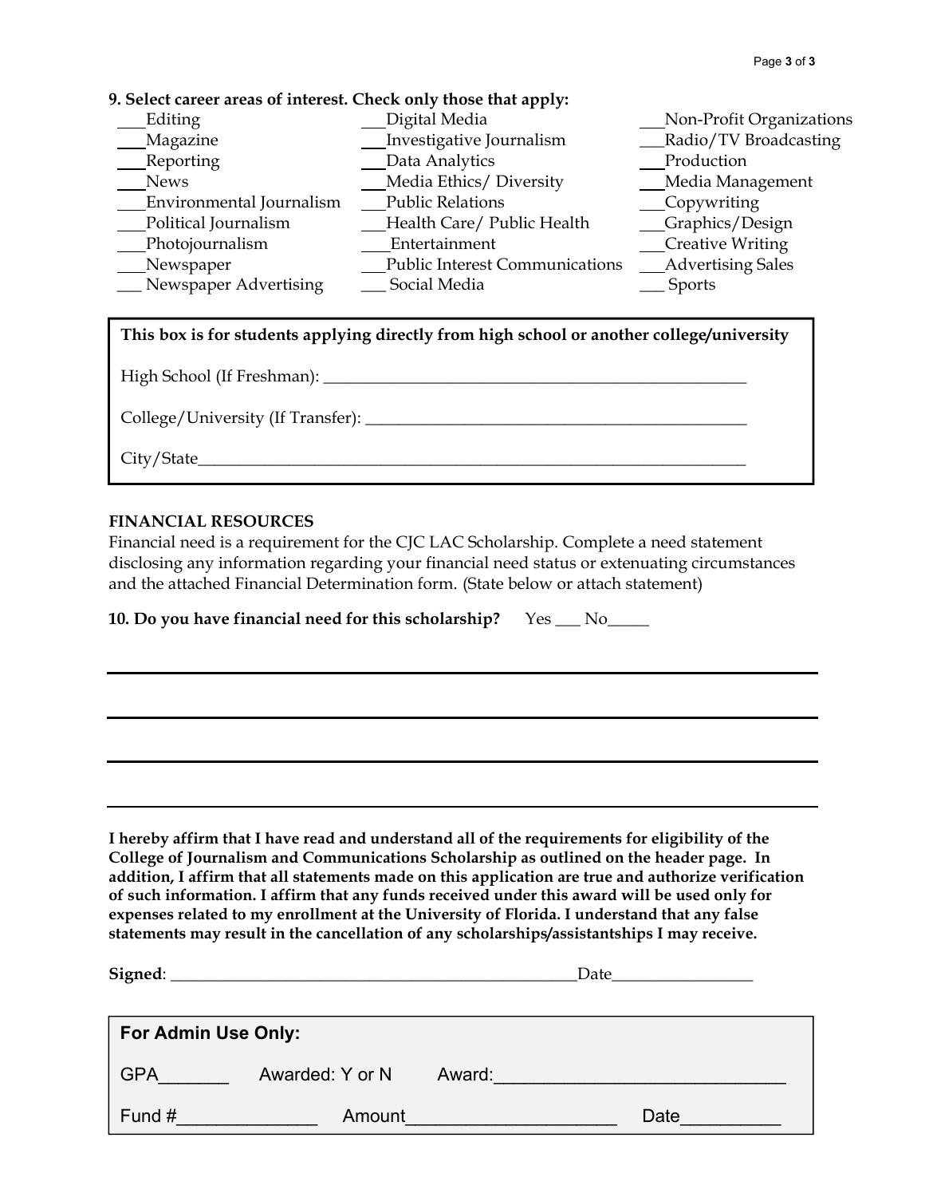**9. Select career areas of interest. Check only those that apply:**

___Editing
___Magazine
___Reporting
___News
___Environmental Journalism
___Political Journalism
___Photojournalism
___Newspaper
___ Newspaper Advertising
___Digital Media
___Investigative Journalism
___Data Analytics
___Media Ethics/ Diversity
___Public Relations
___Health Care/ Public Health
___Entertainment
___Public Interest Communications
___ Social Media
___Non-Profit Organizations
___Radio/TV Broadcasting
___Production
___Media Management
___Copywriting
___Graphics/Design
___Creative Writing
___Advertising Sales
___ Sports

**This box is for students applying directly from high school or another college/university**

High School (If Freshman): ______________________________________________________

College/University (If Transfer): _______________________________________________

City/State______________________________________________________________________

**FINANCIAL RESOURCES**

Financial need is a requirement for the CJC LAC Scholarship. Complete a need statement disclosing any information regarding your financial need status or extenuating circumstances and the attached Financial Determination form. (State below or attach statement)

**10. Do you have financial need for this scholarship?** Yes ___ No_____

______________________________________________________________________________

______________________________________________________________________________

______________________________________________________________________________

______________________________________________________________________________

**I hereby affirm that I have read and understand all of the requirements for eligibility of the College of Journalism and Communications Scholarship as outlined on the header page. In addition, I affirm that all statements made on this application are true and authorize verification of such information. I affirm that any funds received under this award will be used only for expenses related to my enrollment at the University of Florida. I understand that any false statements may result in the cancellation of any scholarships/assistantships I may receive.**

**Signed**: _____________________________________________Date________________

**For Admin Use Only:**

GPA_______ Awarded: Y or N Award:_____________________________

Fund #______________ Amount_____________________ Date__________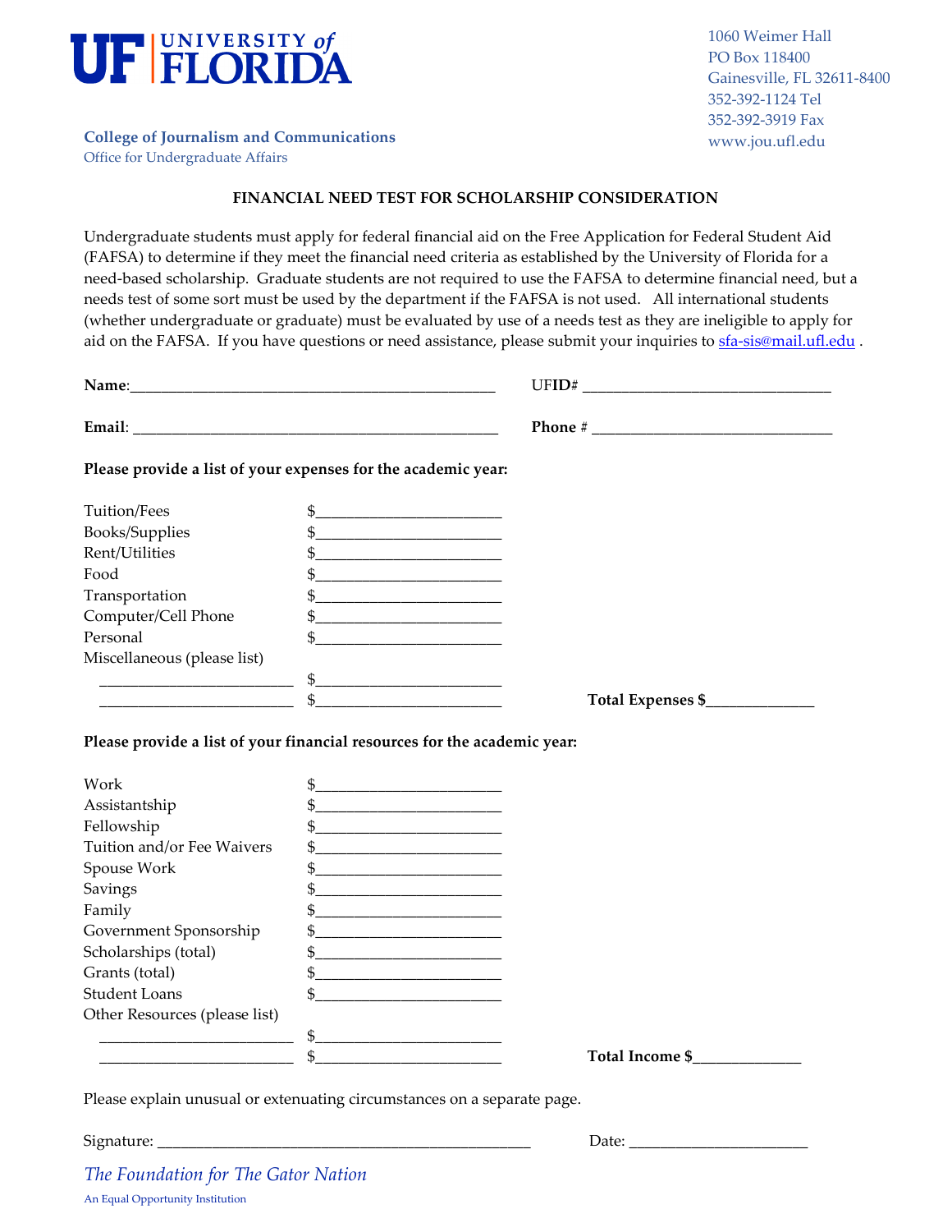UF | UNIVERSITY of FLORIDA

**College of Journalism and Communications**
Office for Undergraduate Affairs

1060 Weimer Hall
PO Box 118400
Gainesville, FL 32611-8400
352-392-1124 Tel
352-392-3919 Fax
www.jou.ufl.edu

**FINANCIAL NEED TEST FOR SCHOLARSHIP CONSIDERATION**

Undergraduate students must apply for federal financial aid on the Free Application for Federal Student Aid (FAFSA) to determine if they meet the financial need criteria as established by the University of Florida for a need-based scholarship. Graduate students are not required to use the FAFSA to determine financial need, but a needs test of some sort must be used by the department if the FAFSA is not used. All international students (whether undergraduate or graduate) must be evaluated by use of a needs test as they are ineligible to apply for aid on the FAFSA. If you have questions or need assistance, please submit your inquiries to sfa-sis@mail.ufl.edu .

**Name**:_______________________________________________ UF**ID**# ________________________________

**Email**: _______________________________________________ **Phone** # ________________________________

**Please provide a list of your expenses for the academic year:**

Tuition/Fees $________________________
Books/Supplies $________________________
Rent/Utilities $________________________
Food $________________________
Transportation $________________________
Computer/Cell Phone $________________________
Personal $________________________
Miscellaneous (please list)
________________________ $________________________
________________________ $________________________

**Total Expenses $**______________

**Please provide a list of your financial resources for the academic year:**

Work $________________________
Assistantship $________________________
Fellowship $________________________
Tuition and/or Fee Waivers $________________________
Spouse Work $________________________
Savings $________________________
Family $________________________
Government Sponsorship $________________________
Scholarships (total) $________________________
Grants (total) $________________________
Student Loans $________________________
Other Resources (please list)
________________________ $________________________
________________________ $________________________

**Total Income $**______________

Please explain unusual or extenuating circumstances on a separate page.

Signature: ________________________________________________ Date: _______________________

*The Foundation for The Gator Nation*

An Equal Opportunity Institution